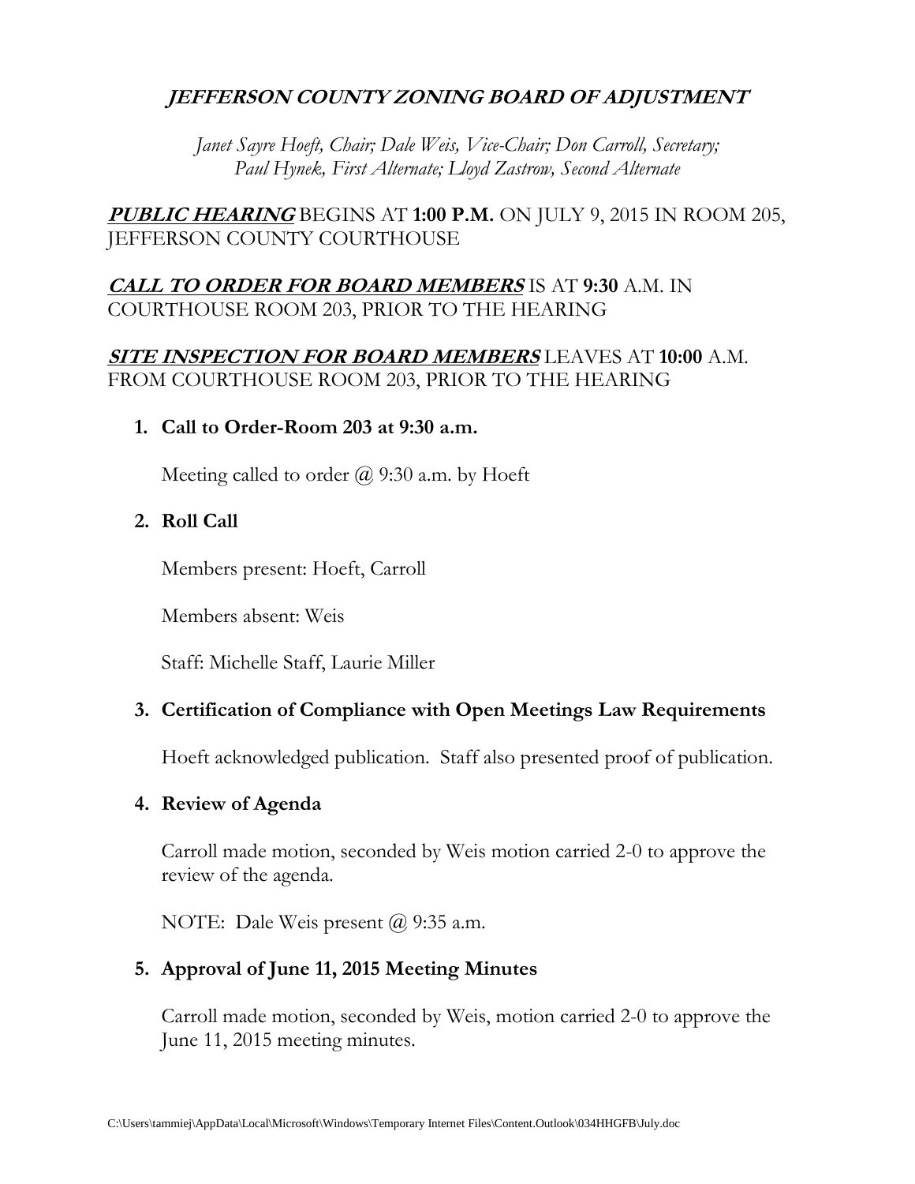# ***JEFFERSON COUNTY ZONING BOARD OF ADJUSTMENT***

*Janet Sayre Hoeft, Chair; Dale Weis, Vice-Chair; Don Carroll, Secretary; Paul Hynek, First Alternate; Lloyd Zastrow, Second Alternate*

***PUBLIC HEARING*** BEGINS AT **1:00 P.M.** ON JULY 9, 2015 IN ROOM 205, JEFFERSON COUNTY COURTHOUSE

***CALL TO ORDER FOR BOARD MEMBERS*** IS AT **9:30** A.M. IN COURTHOUSE ROOM 203, PRIOR TO THE HEARING

***SITE INSPECTION FOR BOARD MEMBERS*** LEAVES AT **10:00** A.M. FROM COURTHOUSE ROOM 203, PRIOR TO THE HEARING

1. **Call to Order-Room 203 at 9:30 a.m.**

   Meeting called to order @ 9:30 a.m. by Hoeft

2. **Roll Call**

   Members present: Hoeft, Carroll

   Members absent: Weis

   Staff: Michelle Staff, Laurie Miller

3. **Certification of Compliance with Open Meetings Law Requirements**

   Hoeft acknowledged publication. Staff also presented proof of publication.

4. **Review of Agenda**

   Carroll made motion, seconded by Weis motion carried 2-0 to approve the review of the agenda.

   NOTE: Dale Weis present @ 9:35 a.m.

5. **Approval of June 11, 2015 Meeting Minutes**

   Carroll made motion, seconded by Weis, motion carried 2-0 to approve the June 11, 2015 meeting minutes.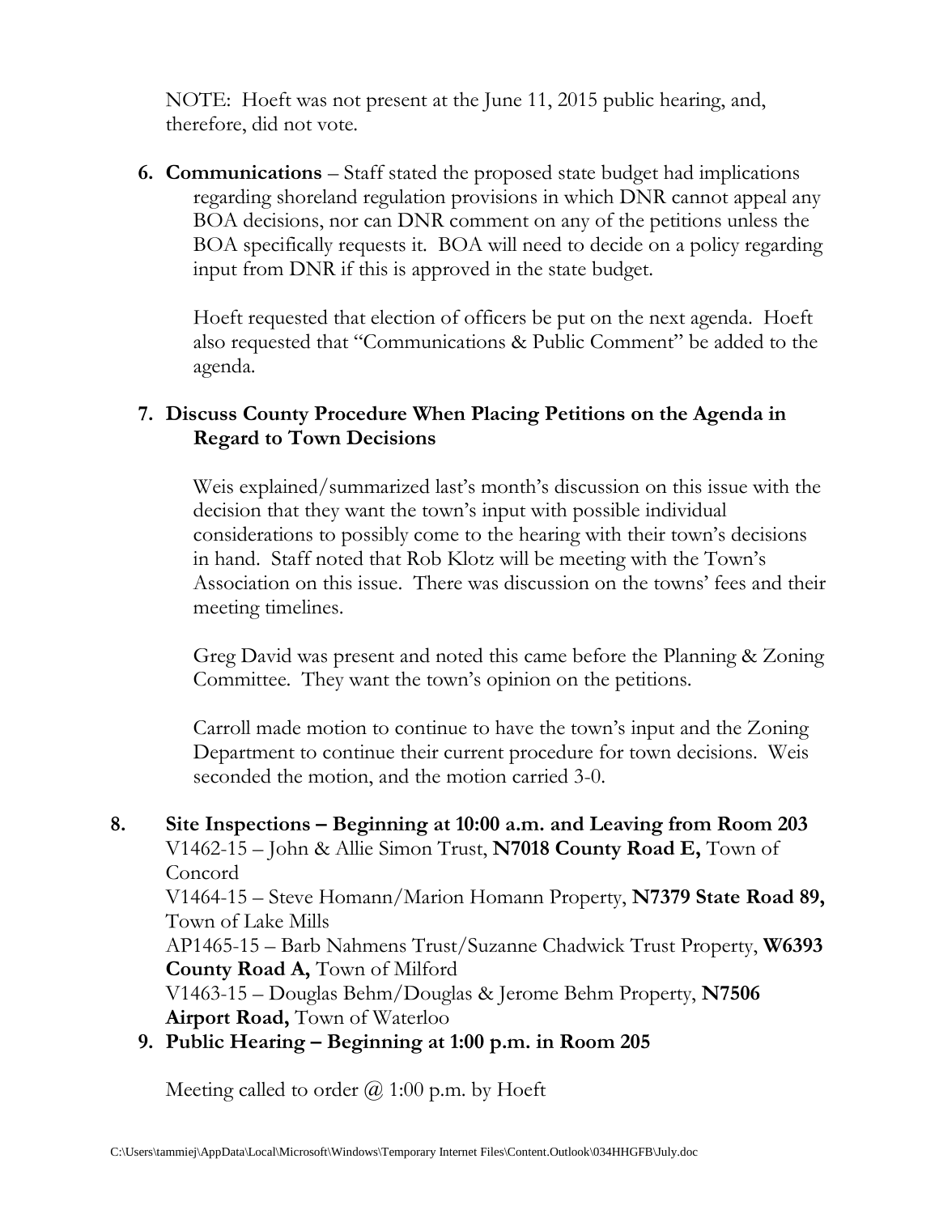NOTE: Hoeft was not present at the June 11, 2015 public hearing, and, therefore, did not vote.

6. **Communications** – Staff stated the proposed state budget had implications regarding shoreland regulation provisions in which DNR cannot appeal any BOA decisions, nor can DNR comment on any of the petitions unless the BOA specifically requests it. BOA will need to decide on a policy regarding input from DNR if this is approved in the state budget.

   Hoeft requested that election of officers be put on the next agenda. Hoeft also requested that "Communications & Public Comment" be added to the agenda.

7. **Discuss County Procedure When Placing Petitions on the Agenda in Regard to Town Decisions**

   Weis explained/summarized last's month's discussion on this issue with the decision that they want the town's input with possible individual considerations to possibly come to the hearing with their town's decisions in hand. Staff noted that Rob Klotz will be meeting with the Town's Association on this issue. There was discussion on the towns' fees and their meeting timelines.

   Greg David was present and noted this came before the Planning & Zoning Committee. They want the town's opinion on the petitions.

   Carroll made motion to continue to have the town's input and the Zoning Department to continue their current procedure for town decisions. Weis seconded the motion, and the motion carried 3-0.

8. **Site Inspections – Beginning at 10:00 a.m. and Leaving from Room 203**
   V1462-15 – John & Allie Simon Trust, **N7018 County Road E,** Town of Concord
   V1464-15 – Steve Homann/Marion Homann Property, **N7379 State Road 89,** Town of Lake Mills
   AP1465-15 – Barb Nahmens Trust/Suzanne Chadwick Trust Property, **W6393 County Road A,** Town of Milford
   V1463-15 – Douglas Behm/Douglas & Jerome Behm Property, **N7506 Airport Road,** Town of Waterloo

9. **Public Hearing – Beginning at 1:00 p.m. in Room 205**

   Meeting called to order @ 1:00 p.m. by Hoeft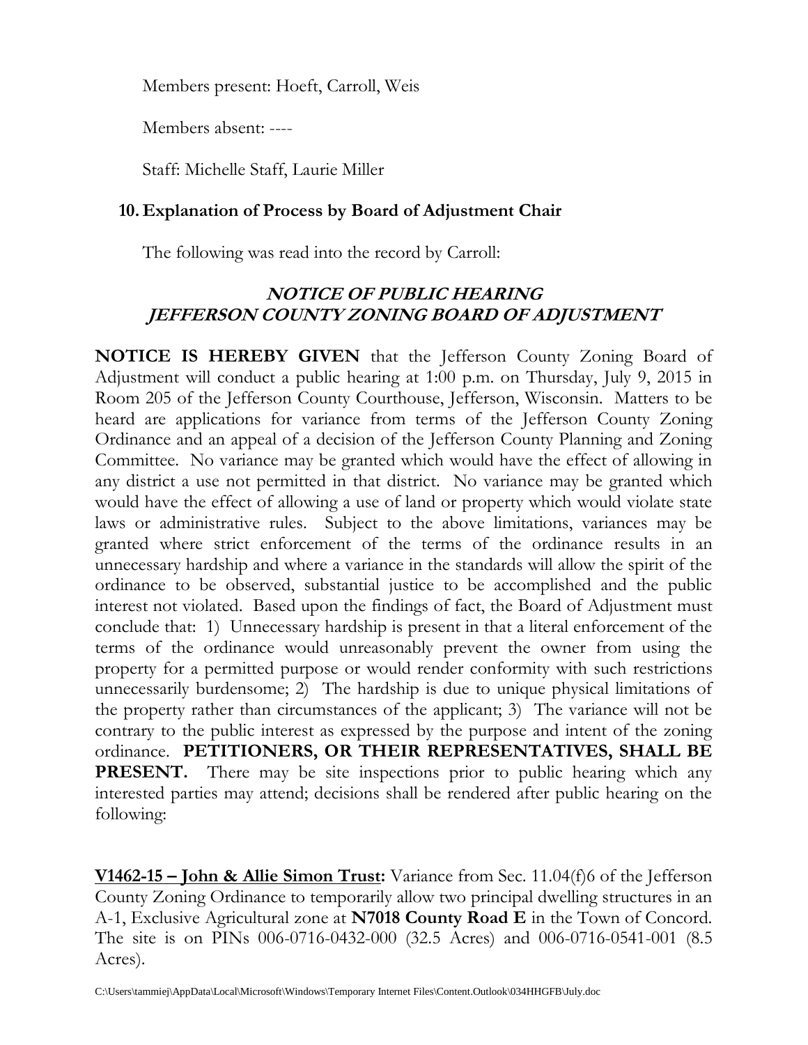Members present: Hoeft, Carroll, Weis

Members absent: ----

Staff: Michelle Staff, Laurie Miller

**10. Explanation of Process by Board of Adjustment Chair**

The following was read into the record by Carroll:

***NOTICE OF PUBLIC HEARING***
***JEFFERSON COUNTY ZONING BOARD OF ADJUSTMENT***

**NOTICE IS HEREBY GIVEN** that the Jefferson County Zoning Board of Adjustment will conduct a public hearing at 1:00 p.m. on Thursday, July 9, 2015 in Room 205 of the Jefferson County Courthouse, Jefferson, Wisconsin. Matters to be heard are applications for variance from terms of the Jefferson County Zoning Ordinance and an appeal of a decision of the Jefferson County Planning and Zoning Committee. No variance may be granted which would have the effect of allowing in any district a use not permitted in that district. No variance may be granted which would have the effect of allowing a use of land or property which would violate state laws or administrative rules. Subject to the above limitations, variances may be granted where strict enforcement of the terms of the ordinance results in an unnecessary hardship and where a variance in the standards will allow the spirit of the ordinance to be observed, substantial justice to be accomplished and the public interest not violated. Based upon the findings of fact, the Board of Adjustment must conclude that: 1) Unnecessary hardship is present in that a literal enforcement of the terms of the ordinance would unreasonably prevent the owner from using the property for a permitted purpose or would render conformity with such restrictions unnecessarily burdensome; 2) The hardship is due to unique physical limitations of the property rather than circumstances of the applicant; 3) The variance will not be contrary to the public interest as expressed by the purpose and intent of the zoning ordinance. **PETITIONERS, OR THEIR REPRESENTATIVES, SHALL BE PRESENT.** There may be site inspections prior to public hearing which any interested parties may attend; decisions shall be rendered after public hearing on the following:

**V1462-15 – John & Allie Simon Trust:** Variance from Sec. 11.04(f)6 of the Jefferson County Zoning Ordinance to temporarily allow two principal dwelling structures in an A-1, Exclusive Agricultural zone at **N7018 County Road E** in the Town of Concord. The site is on PINs 006-0716-0432-000 (32.5 Acres) and 006-0716-0541-001 (8.5 Acres).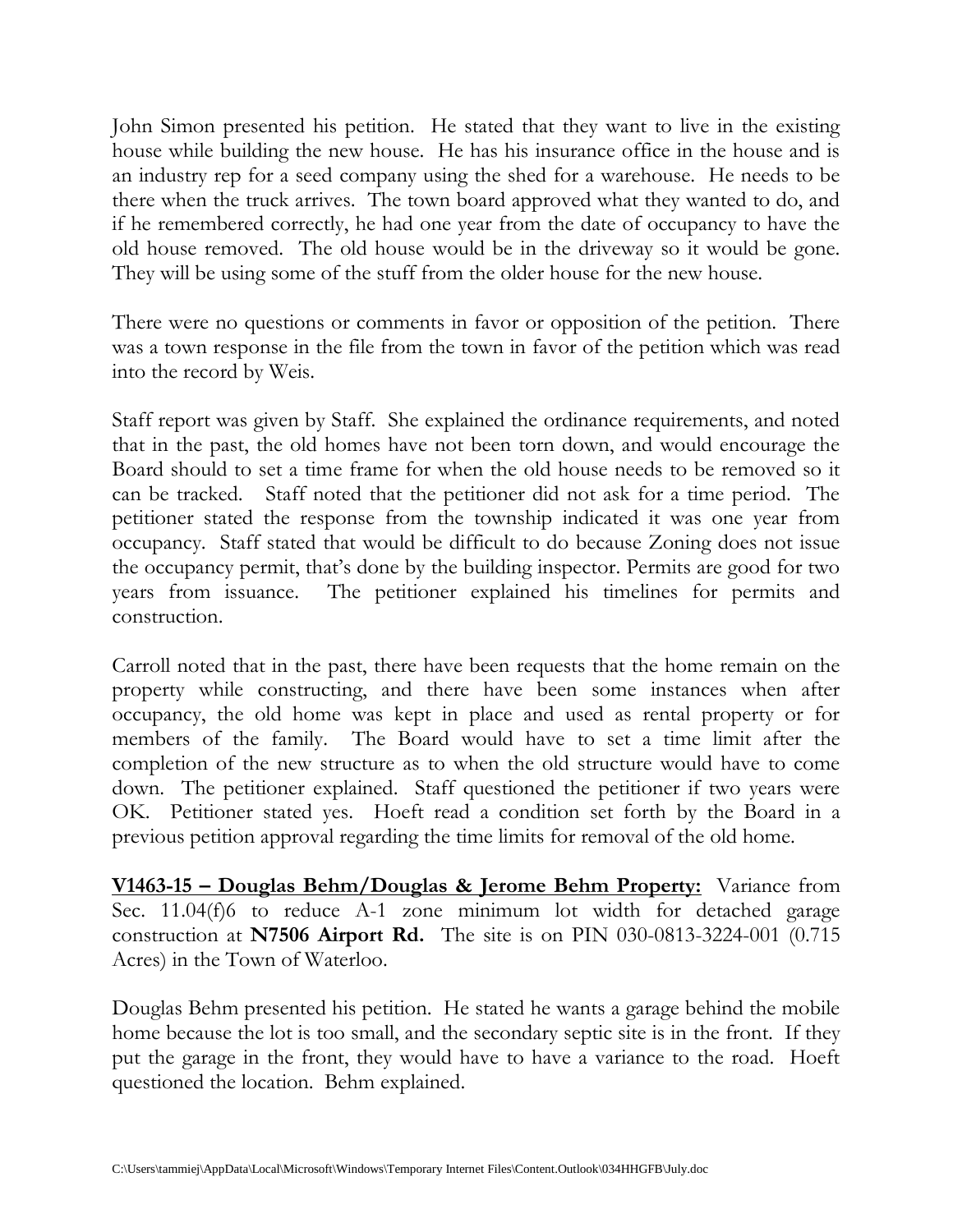John Simon presented his petition. He stated that they want to live in the existing house while building the new house. He has his insurance office in the house and is an industry rep for a seed company using the shed for a warehouse. He needs to be there when the truck arrives. The town board approved what they wanted to do, and if he remembered correctly, he had one year from the date of occupancy to have the old house removed. The old house would be in the driveway so it would be gone. They will be using some of the stuff from the older house for the new house.

There were no questions or comments in favor or opposition of the petition. There was a town response in the file from the town in favor of the petition which was read into the record by Weis.

Staff report was given by Staff. She explained the ordinance requirements, and noted that in the past, the old homes have not been torn down, and would encourage the Board should to set a time frame for when the old house needs to be removed so it can be tracked. Staff noted that the petitioner did not ask for a time period. The petitioner stated the response from the township indicated it was one year from occupancy. Staff stated that would be difficult to do because Zoning does not issue the occupancy permit, that's done by the building inspector. Permits are good for two years from issuance. The petitioner explained his timelines for permits and construction.

Carroll noted that in the past, there have been requests that the home remain on the property while constructing, and there have been some instances when after occupancy, the old home was kept in place and used as rental property or for members of the family. The Board would have to set a time limit after the completion of the new structure as to when the old structure would have to come down. The petitioner explained. Staff questioned the petitioner if two years were OK. Petitioner stated yes. Hoeft read a condition set forth by the Board in a previous petition approval regarding the time limits for removal of the old home.

**V1463-15 – Douglas Behm/Douglas & Jerome Behm Property:** Variance from Sec. 11.04(f)6 to reduce A-1 zone minimum lot width for detached garage construction at **N7506 Airport Rd.** The site is on PIN 030-0813-3224-001 (0.715 Acres) in the Town of Waterloo.

Douglas Behm presented his petition. He stated he wants a garage behind the mobile home because the lot is too small, and the secondary septic site is in the front. If they put the garage in the front, they would have to have a variance to the road. Hoeft questioned the location. Behm explained.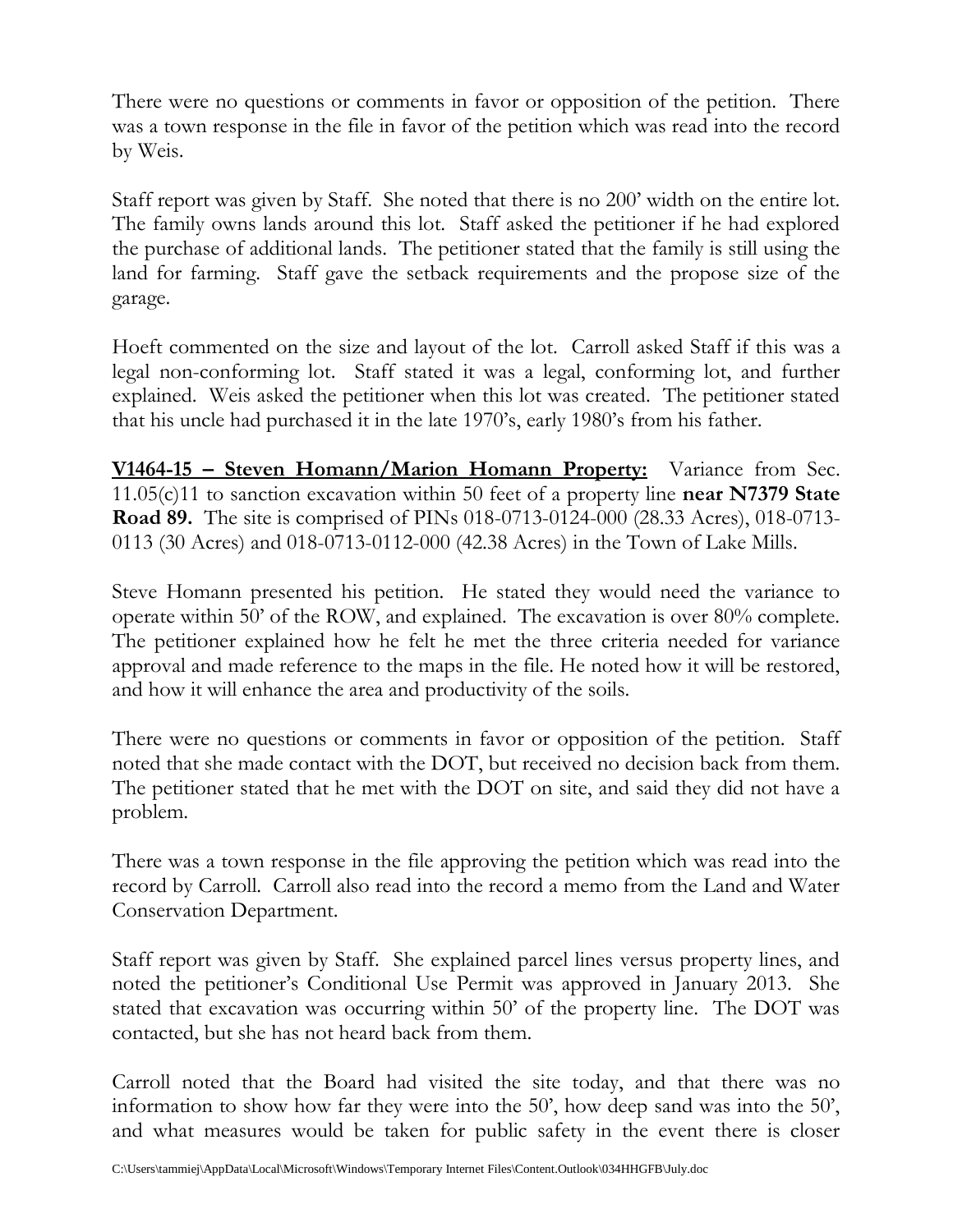There were no questions or comments in favor or opposition of the petition. There was a town response in the file in favor of the petition which was read into the record by Weis.

Staff report was given by Staff. She noted that there is no 200' width on the entire lot. The family owns lands around this lot. Staff asked the petitioner if he had explored the purchase of additional lands. The petitioner stated that the family is still using the land for farming. Staff gave the setback requirements and the propose size of the garage.

Hoeft commented on the size and layout of the lot. Carroll asked Staff if this was a legal non-conforming lot. Staff stated it was a legal, conforming lot, and further explained. Weis asked the petitioner when this lot was created. The petitioner stated that his uncle had purchased it in the late 1970's, early 1980's from his father.

**<u>V1464-15 – Steven Homann/Marion Homann Property:</u>** Variance from Sec. 11.05(c)11 to sanction excavation within 50 feet of a property line **near N7379 State Road 89.** The site is comprised of PINs 018-0713-0124-000 (28.33 Acres), 018-0713-0113 (30 Acres) and 018-0713-0112-000 (42.38 Acres) in the Town of Lake Mills.

Steve Homann presented his petition. He stated they would need the variance to operate within 50' of the ROW, and explained. The excavation is over 80% complete. The petitioner explained how he felt he met the three criteria needed for variance approval and made reference to the maps in the file. He noted how it will be restored, and how it will enhance the area and productivity of the soils.

There were no questions or comments in favor or opposition of the petition. Staff noted that she made contact with the DOT, but received no decision back from them. The petitioner stated that he met with the DOT on site, and said they did not have a problem.

There was a town response in the file approving the petition which was read into the record by Carroll. Carroll also read into the record a memo from the Land and Water Conservation Department.

Staff report was given by Staff. She explained parcel lines versus property lines, and noted the petitioner's Conditional Use Permit was approved in January 2013. She stated that excavation was occurring within 50' of the property line. The DOT was contacted, but she has not heard back from them.

Carroll noted that the Board had visited the site today, and that there was no information to show how far they were into the 50', how deep sand was into the 50', and what measures would be taken for public safety in the event there is closer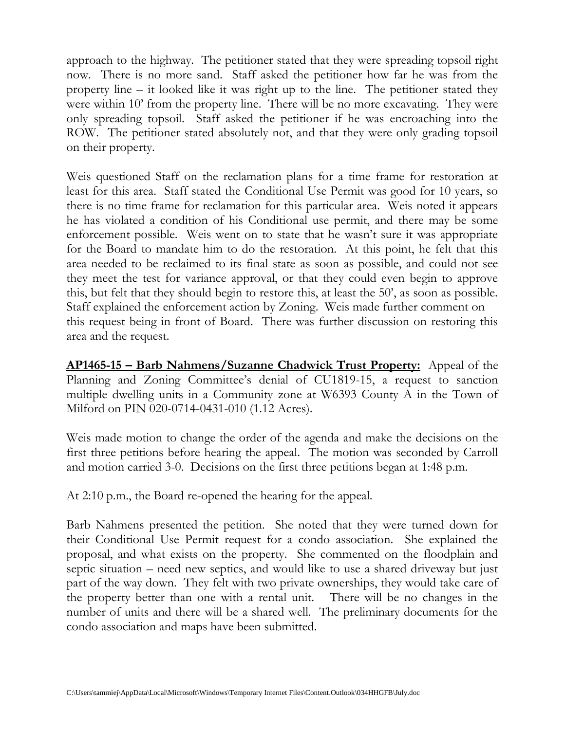approach to the highway. The petitioner stated that they were spreading topsoil right now. There is no more sand. Staff asked the petitioner how far he was from the property line – it looked like it was right up to the line. The petitioner stated they were within 10' from the property line. There will be no more excavating. They were only spreading topsoil. Staff asked the petitioner if he was encroaching into the ROW. The petitioner stated absolutely not, and that they were only grading topsoil on their property.

Weis questioned Staff on the reclamation plans for a time frame for restoration at least for this area. Staff stated the Conditional Use Permit was good for 10 years, so there is no time frame for reclamation for this particular area. Weis noted it appears he has violated a condition of his Conditional use permit, and there may be some enforcement possible. Weis went on to state that he wasn't sure it was appropriate for the Board to mandate him to do the restoration. At this point, he felt that this area needed to be reclaimed to its final state as soon as possible, and could not see they meet the test for variance approval, or that they could even begin to approve this, but felt that they should begin to restore this, at least the 50', as soon as possible. Staff explained the enforcement action by Zoning. Weis made further comment on this request being in front of Board. There was further discussion on restoring this area and the request.

**AP1465-15 – Barb Nahmens/Suzanne Chadwick Trust Property:** Appeal of the Planning and Zoning Committee's denial of CU1819-15, a request to sanction multiple dwelling units in a Community zone at W6393 County A in the Town of Milford on PIN 020-0714-0431-010 (1.12 Acres).

Weis made motion to change the order of the agenda and make the decisions on the first three petitions before hearing the appeal. The motion was seconded by Carroll and motion carried 3-0. Decisions on the first three petitions began at 1:48 p.m.

At 2:10 p.m., the Board re-opened the hearing for the appeal.

Barb Nahmens presented the petition. She noted that they were turned down for their Conditional Use Permit request for a condo association. She explained the proposal, and what exists on the property. She commented on the floodplain and septic situation – need new septics, and would like to use a shared driveway but just part of the way down. They felt with two private ownerships, they would take care of the property better than one with a rental unit. There will be no changes in the number of units and there will be a shared well. The preliminary documents for the condo association and maps have been submitted.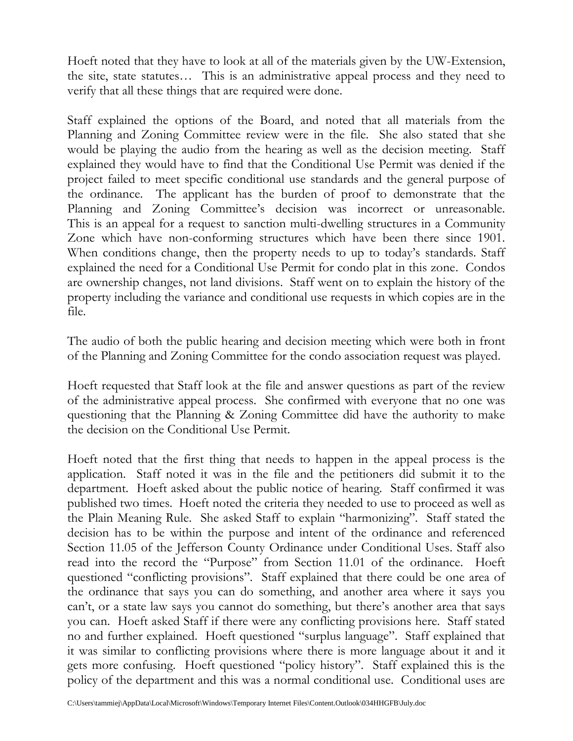Hoeft noted that they have to look at all of the materials given by the UW-Extension, the site, state statutes… This is an administrative appeal process and they need to verify that all these things that are required were done.

Staff explained the options of the Board, and noted that all materials from the Planning and Zoning Committee review were in the file. She also stated that she would be playing the audio from the hearing as well as the decision meeting. Staff explained they would have to find that the Conditional Use Permit was denied if the project failed to meet specific conditional use standards and the general purpose of the ordinance. The applicant has the burden of proof to demonstrate that the Planning and Zoning Committee's decision was incorrect or unreasonable. This is an appeal for a request to sanction multi-dwelling structures in a Community Zone which have non-conforming structures which have been there since 1901. When conditions change, then the property needs to up to today's standards. Staff explained the need for a Conditional Use Permit for condo plat in this zone. Condos are ownership changes, not land divisions. Staff went on to explain the history of the property including the variance and conditional use requests in which copies are in the file.

The audio of both the public hearing and decision meeting which were both in front of the Planning and Zoning Committee for the condo association request was played.

Hoeft requested that Staff look at the file and answer questions as part of the review of the administrative appeal process. She confirmed with everyone that no one was questioning that the Planning & Zoning Committee did have the authority to make the decision on the Conditional Use Permit.

Hoeft noted that the first thing that needs to happen in the appeal process is the application. Staff noted it was in the file and the petitioners did submit it to the department. Hoeft asked about the public notice of hearing. Staff confirmed it was published two times. Hoeft noted the criteria they needed to use to proceed as well as the Plain Meaning Rule. She asked Staff to explain "harmonizing". Staff stated the decision has to be within the purpose and intent of the ordinance and referenced Section 11.05 of the Jefferson County Ordinance under Conditional Uses. Staff also read into the record the "Purpose" from Section 11.01 of the ordinance. Hoeft questioned "conflicting provisions". Staff explained that there could be one area of the ordinance that says you can do something, and another area where it says you can't, or a state law says you cannot do something, but there's another area that says you can. Hoeft asked Staff if there were any conflicting provisions here. Staff stated no and further explained. Hoeft questioned "surplus language". Staff explained that it was similar to conflicting provisions where there is more language about it and it gets more confusing. Hoeft questioned "policy history". Staff explained this is the policy of the department and this was a normal conditional use. Conditional uses are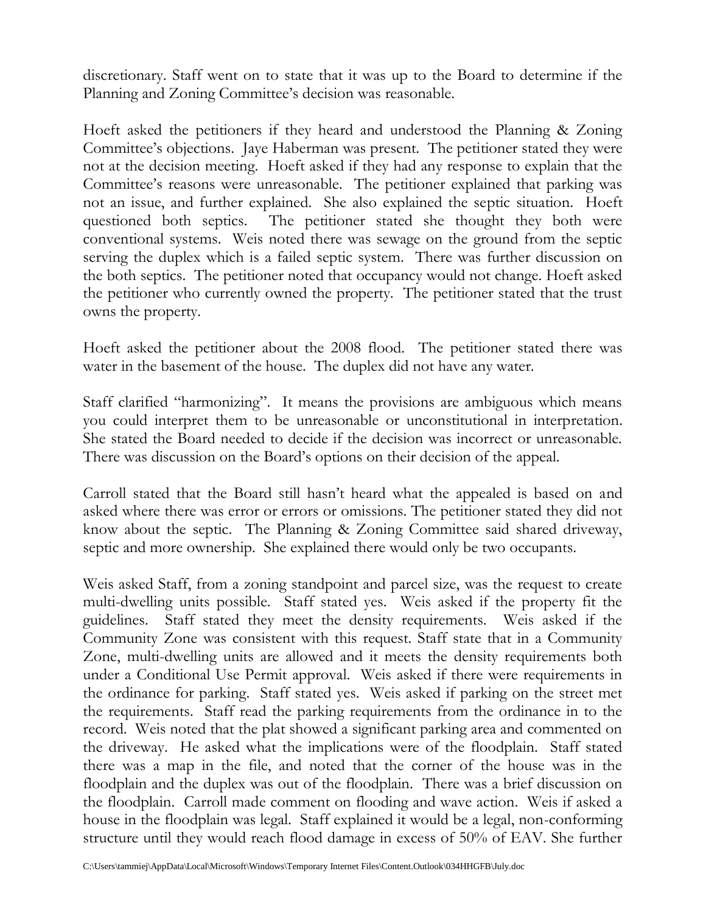discretionary. Staff went on to state that it was up to the Board to determine if the Planning and Zoning Committee's decision was reasonable.

Hoeft asked the petitioners if they heard and understood the Planning & Zoning Committee's objections. Jaye Haberman was present. The petitioner stated they were not at the decision meeting. Hoeft asked if they had any response to explain that the Committee's reasons were unreasonable. The petitioner explained that parking was not an issue, and further explained. She also explained the septic situation. Hoeft questioned both septics. The petitioner stated she thought they both were conventional systems. Weis noted there was sewage on the ground from the septic serving the duplex which is a failed septic system. There was further discussion on the both septics. The petitioner noted that occupancy would not change. Hoeft asked the petitioner who currently owned the property. The petitioner stated that the trust owns the property.

Hoeft asked the petitioner about the 2008 flood. The petitioner stated there was water in the basement of the house. The duplex did not have any water.

Staff clarified "harmonizing". It means the provisions are ambiguous which means you could interpret them to be unreasonable or unconstitutional in interpretation. She stated the Board needed to decide if the decision was incorrect or unreasonable. There was discussion on the Board's options on their decision of the appeal.

Carroll stated that the Board still hasn't heard what the appealed is based on and asked where there was error or errors or omissions. The petitioner stated they did not know about the septic. The Planning & Zoning Committee said shared driveway, septic and more ownership. She explained there would only be two occupants.

Weis asked Staff, from a zoning standpoint and parcel size, was the request to create multi-dwelling units possible. Staff stated yes. Weis asked if the property fit the guidelines. Staff stated they meet the density requirements. Weis asked if the Community Zone was consistent with this request. Staff state that in a Community Zone, multi-dwelling units are allowed and it meets the density requirements both under a Conditional Use Permit approval. Weis asked if there were requirements in the ordinance for parking. Staff stated yes. Weis asked if parking on the street met the requirements. Staff read the parking requirements from the ordinance in to the record. Weis noted that the plat showed a significant parking area and commented on the driveway. He asked what the implications were of the floodplain. Staff stated there was a map in the file, and noted that the corner of the house was in the floodplain and the duplex was out of the floodplain. There was a brief discussion on the floodplain. Carroll made comment on flooding and wave action. Weis if asked a house in the floodplain was legal. Staff explained it would be a legal, non-conforming structure until they would reach flood damage in excess of 50% of EAV. She further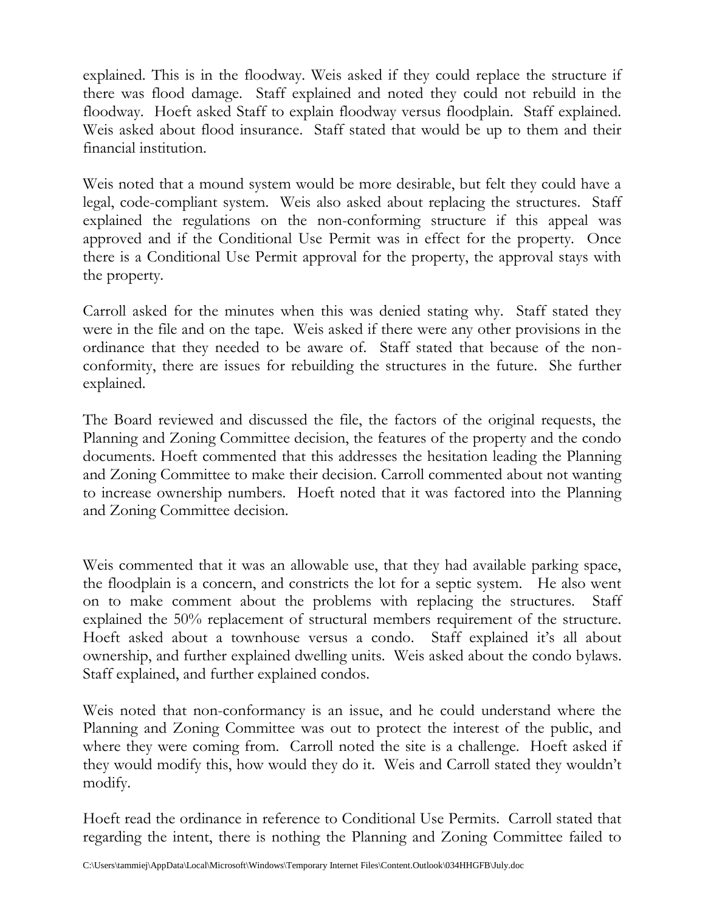explained. This is in the floodway. Weis asked if they could replace the structure if there was flood damage. Staff explained and noted they could not rebuild in the floodway. Hoeft asked Staff to explain floodway versus floodplain. Staff explained. Weis asked about flood insurance. Staff stated that would be up to them and their financial institution.

Weis noted that a mound system would be more desirable, but felt they could have a legal, code-compliant system. Weis also asked about replacing the structures. Staff explained the regulations on the non-conforming structure if this appeal was approved and if the Conditional Use Permit was in effect for the property. Once there is a Conditional Use Permit approval for the property, the approval stays with the property.

Carroll asked for the minutes when this was denied stating why. Staff stated they were in the file and on the tape. Weis asked if there were any other provisions in the ordinance that they needed to be aware of. Staff stated that because of the non-conformity, there are issues for rebuilding the structures in the future. She further explained.

The Board reviewed and discussed the file, the factors of the original requests, the Planning and Zoning Committee decision, the features of the property and the condo documents. Hoeft commented that this addresses the hesitation leading the Planning and Zoning Committee to make their decision. Carroll commented about not wanting to increase ownership numbers. Hoeft noted that it was factored into the Planning and Zoning Committee decision.

Weis commented that it was an allowable use, that they had available parking space, the floodplain is a concern, and constricts the lot for a septic system. He also went on to make comment about the problems with replacing the structures. Staff explained the 50% replacement of structural members requirement of the structure. Hoeft asked about a townhouse versus a condo. Staff explained it's all about ownership, and further explained dwelling units. Weis asked about the condo bylaws. Staff explained, and further explained condos.

Weis noted that non-conformancy is an issue, and he could understand where the Planning and Zoning Committee was out to protect the interest of the public, and where they were coming from. Carroll noted the site is a challenge. Hoeft asked if they would modify this, how would they do it. Weis and Carroll stated they wouldn't modify.

Hoeft read the ordinance in reference to Conditional Use Permits. Carroll stated that regarding the intent, there is nothing the Planning and Zoning Committee failed to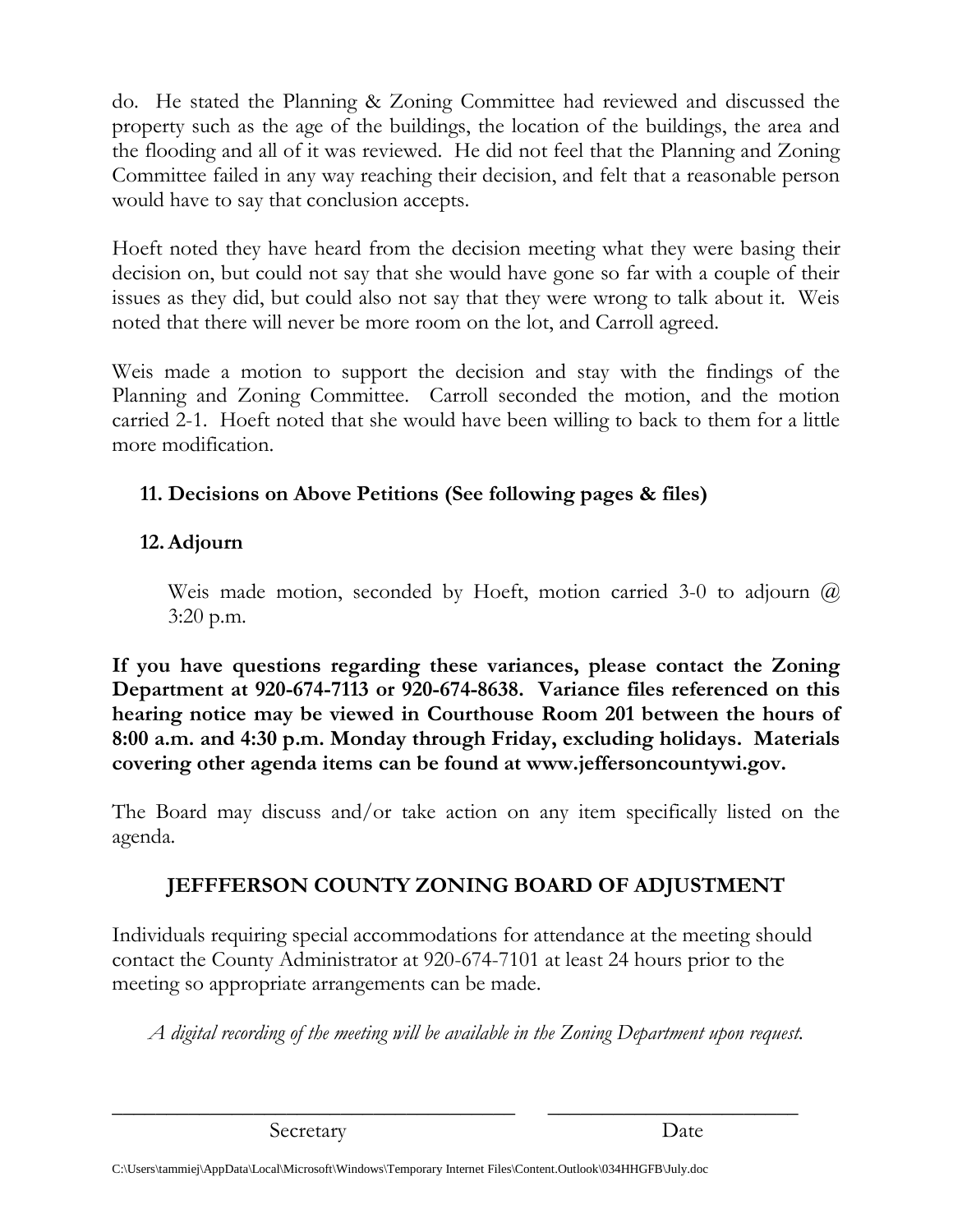do. He stated the Planning & Zoning Committee had reviewed and discussed the property such as the age of the buildings, the location of the buildings, the area and the flooding and all of it was reviewed. He did not feel that the Planning and Zoning Committee failed in any way reaching their decision, and felt that a reasonable person would have to say that conclusion accepts.

Hoeft noted they have heard from the decision meeting what they were basing their decision on, but could not say that she would have gone so far with a couple of their issues as they did, but could also not say that they were wrong to talk about it. Weis noted that there will never be more room on the lot, and Carroll agreed.

Weis made a motion to support the decision and stay with the findings of the Planning and Zoning Committee. Carroll seconded the motion, and the motion carried 2-1. Hoeft noted that she would have been willing to back to them for a little more modification.

**11. Decisions on Above Petitions (See following pages & files)**

**12. Adjourn**

Weis made motion, seconded by Hoeft, motion carried 3-0 to adjourn @ 3:20 p.m.

**If you have questions regarding these variances, please contact the Zoning Department at 920-674-7113 or 920-674-8638. Variance files referenced on this hearing notice may be viewed in Courthouse Room 201 between the hours of 8:00 a.m. and 4:30 p.m. Monday through Friday, excluding holidays. Materials covering other agenda items can be found at www.jeffersoncountywi.gov.**

The Board may discuss and/or take action on any item specifically listed on the agenda.

## JEFFFERSON COUNTY ZONING BOARD OF ADJUSTMENT

Individuals requiring special accommodations for attendance at the meeting should contact the County Administrator at 920-674-7101 at least 24 hours prior to the meeting so appropriate arrangements can be made.

*A digital recording of the meeting will be available in the Zoning Department upon request.*

\_\_\_\_\_\_\_\_\_\_\_\_\_\_\_\_\_\_\_\_\_\_\_\_\_\_\_\_\_\_\_\_\_\_ \_\_\_\_\_\_\_\_\_\_\_\_\_\_\_\_\_\_\_\_\_\_\_\_

Secretary Date

C:\Users\tammiej\AppData\Local\Microsoft\Windows\Temporary Internet Files\Content.Outlook\034HHGFB\July.doc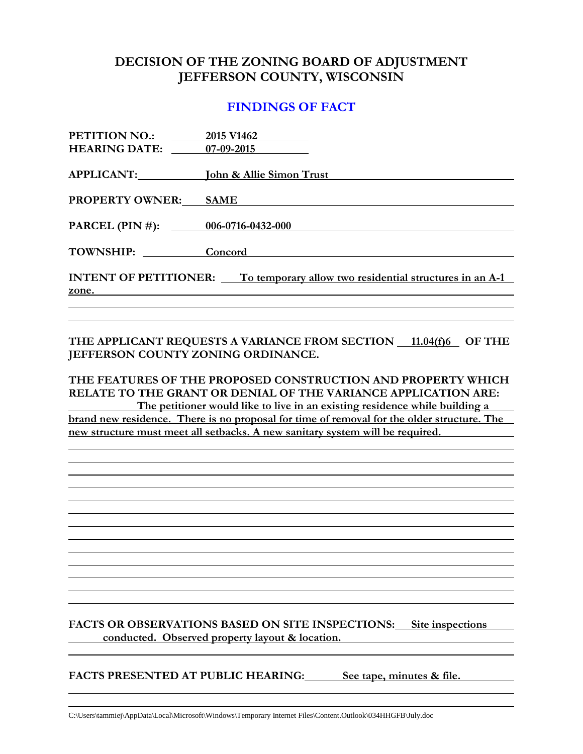# DECISION OF THE ZONING BOARD OF ADJUSTMENT
# JEFFERSON COUNTY, WISCONSIN

## FINDINGS OF FACT

**PETITION NO.:** 2015 V1462
**HEARING DATE:** 07-09-2015

**APPLICANT:** John & Allie Simon Trust

**PROPERTY OWNER:** SAME

**PARCEL (PIN #):** 006-0716-0432-000

**TOWNSHIP:** Concord

**INTENT OF PETITIONER:** To temporary allow two residential structures in an A-1 zone.

**THE APPLICANT REQUESTS A VARIANCE FROM SECTION** 11.04(f)6 **OF THE JEFFERSON COUNTY ZONING ORDINANCE.**

**THE FEATURES OF THE PROPOSED CONSTRUCTION AND PROPERTY WHICH RELATE TO THE GRANT OR DENIAL OF THE VARIANCE APPLICATION ARE:**
The petitioner would like to live in an existing residence while building a brand new residence. There is no proposal for time of removal for the older structure. The new structure must meet all setbacks. A new sanitary system will be required.

**FACTS OR OBSERVATIONS BASED ON SITE INSPECTIONS:** Site inspections conducted. Observed property layout & location.

**FACTS PRESENTED AT PUBLIC HEARING:** See tape, minutes & file.

C:\Users\tammiej\AppData\Local\Microsoft\Windows\Temporary Internet Files\Content.Outlook\034HHGFB\July.doc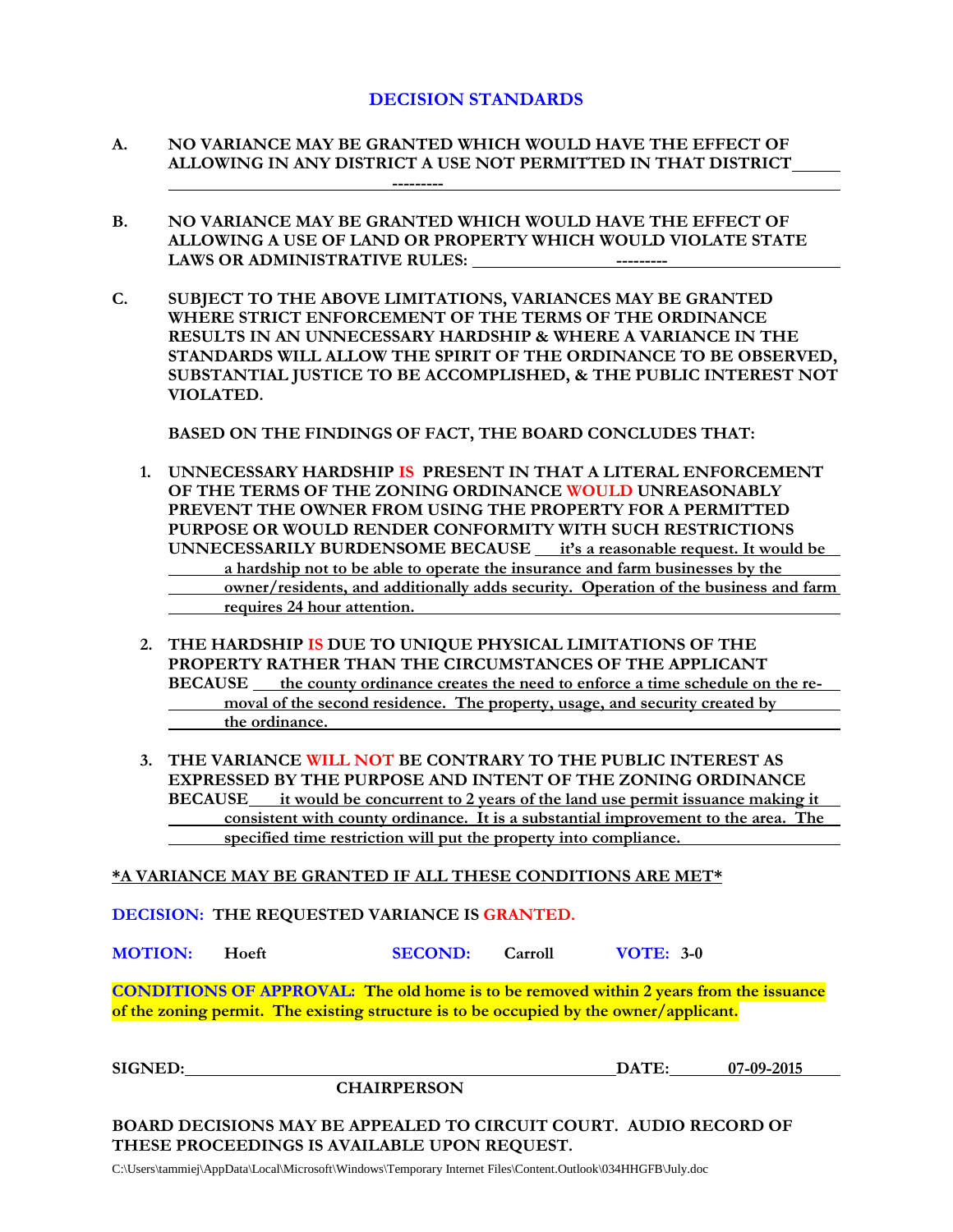## DECISION STANDARDS

**A. NO VARIANCE MAY BE GRANTED WHICH WOULD HAVE THE EFFECT OF ALLOWING IN ANY DISTRICT A USE NOT PERMITTED IN THAT DISTRICT**

---------

**B. NO VARIANCE MAY BE GRANTED WHICH WOULD HAVE THE EFFECT OF ALLOWING A USE OF LAND OR PROPERTY WHICH WOULD VIOLATE STATE LAWS OR ADMINISTRATIVE RULES:** ---------

**C. SUBJECT TO THE ABOVE LIMITATIONS, VARIANCES MAY BE GRANTED WHERE STRICT ENFORCEMENT OF THE TERMS OF THE ORDINANCE RESULTS IN AN UNNECESSARY HARDSHIP & WHERE A VARIANCE IN THE STANDARDS WILL ALLOW THE SPIRIT OF THE ORDINANCE TO BE OBSERVED, SUBSTANTIAL JUSTICE TO BE ACCOMPLISHED, & THE PUBLIC INTEREST NOT VIOLATED.**

**BASED ON THE FINDINGS OF FACT, THE BOARD CONCLUDES THAT:**

1. **UNNECESSARY HARDSHIP IS PRESENT IN THAT A LITERAL ENFORCEMENT OF THE TERMS OF THE ZONING ORDINANCE WOULD UNREASONABLY PREVENT THE OWNER FROM USING THE PROPERTY FOR A PERMITTED PURPOSE OR WOULD RENDER CONFORMITY WITH SUCH RESTRICTIONS UNNECESSARILY BURDENSOME BECAUSE** it's a reasonable request. It would be a hardship not to be able to operate the insurance and farm businesses by the owner/residents, and additionally adds security. Operation of the business and farm requires 24 hour attention.

2. **THE HARDSHIP IS DUE TO UNIQUE PHYSICAL LIMITATIONS OF THE PROPERTY RATHER THAN THE CIRCUMSTANCES OF THE APPLICANT BECAUSE** the county ordinance creates the need to enforce a time schedule on the removal of the second residence. The property, usage, and security created by the ordinance.

3. **THE VARIANCE WILL NOT BE CONTRARY TO THE PUBLIC INTEREST AS EXPRESSED BY THE PURPOSE AND INTENT OF THE ZONING ORDINANCE BECAUSE** it would be concurrent to 2 years of the land use permit issuance making it consistent with county ordinance. It is a substantial improvement to the area. The specified time restriction will put the property into compliance.

**\*A VARIANCE MAY BE GRANTED IF ALL THESE CONDITIONS ARE MET\***

**DECISION: THE REQUESTED VARIANCE IS GRANTED.**

**MOTION:** Hoeft **SECOND:** Carroll **VOTE:** 3-0

**CONDITIONS OF APPROVAL: The old home is to be removed within 2 years from the issuance of the zoning permit. The existing structure is to be occupied by the owner/applicant.**

**SIGNED:** ______________________ **DATE:** 07-09-2015

**CHAIRPERSON**

**BOARD DECISIONS MAY BE APPEALED TO CIRCUIT COURT. AUDIO RECORD OF THESE PROCEEDINGS IS AVAILABLE UPON REQUEST.**

C:\Users\tammiej\AppData\Local\Microsoft\Windows\Temporary Internet Files\Content.Outlook\034HHGFB\July.doc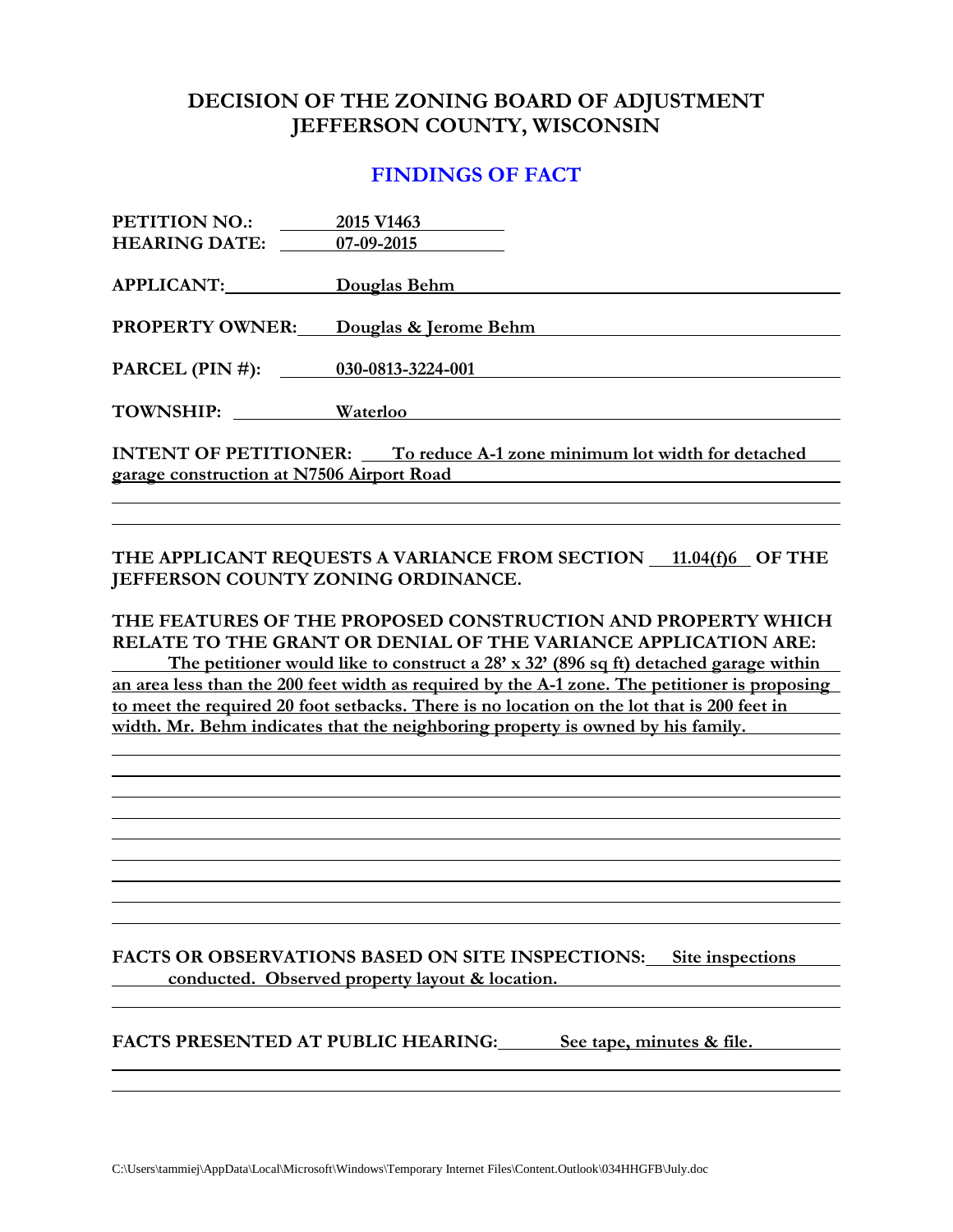# DECISION OF THE ZONING BOARD OF ADJUSTMENT
# JEFFERSON COUNTY, WISCONSIN

## FINDINGS OF FACT

**PETITION NO.:** 2015 V1463
**HEARING DATE:** 07-09-2015

**APPLICANT:** Douglas Behm

**PROPERTY OWNER:** Douglas & Jerome Behm

**PARCEL (PIN #):** 030-0813-3224-001

**TOWNSHIP:** Waterloo

**INTENT OF PETITIONER:** To reduce A-1 zone minimum lot width for detached garage construction at N7506 Airport Road

**THE APPLICANT REQUESTS A VARIANCE FROM SECTION 11.04(f)6 OF THE JEFFERSON COUNTY ZONING ORDINANCE.**

**THE FEATURES OF THE PROPOSED CONSTRUCTION AND PROPERTY WHICH RELATE TO THE GRANT OR DENIAL OF THE VARIANCE APPLICATION ARE:**
The petitioner would like to construct a 28' x 32' (896 sq ft) detached garage within an area less than the 200 feet width as required by the A-1 zone. The petitioner is proposing to meet the required 20 foot setbacks. There is no location on the lot that is 200 feet in width. Mr. Behm indicates that the neighboring property is owned by his family.

**FACTS OR OBSERVATIONS BASED ON SITE INSPECTIONS:** Site inspections conducted. Observed property layout & location.

**FACTS PRESENTED AT PUBLIC HEARING:** See tape, minutes & file.

C:\Users\tammiej\AppData\Local\Microsoft\Windows\Temporary Internet Files\Content.Outlook\034HHGFB\July.doc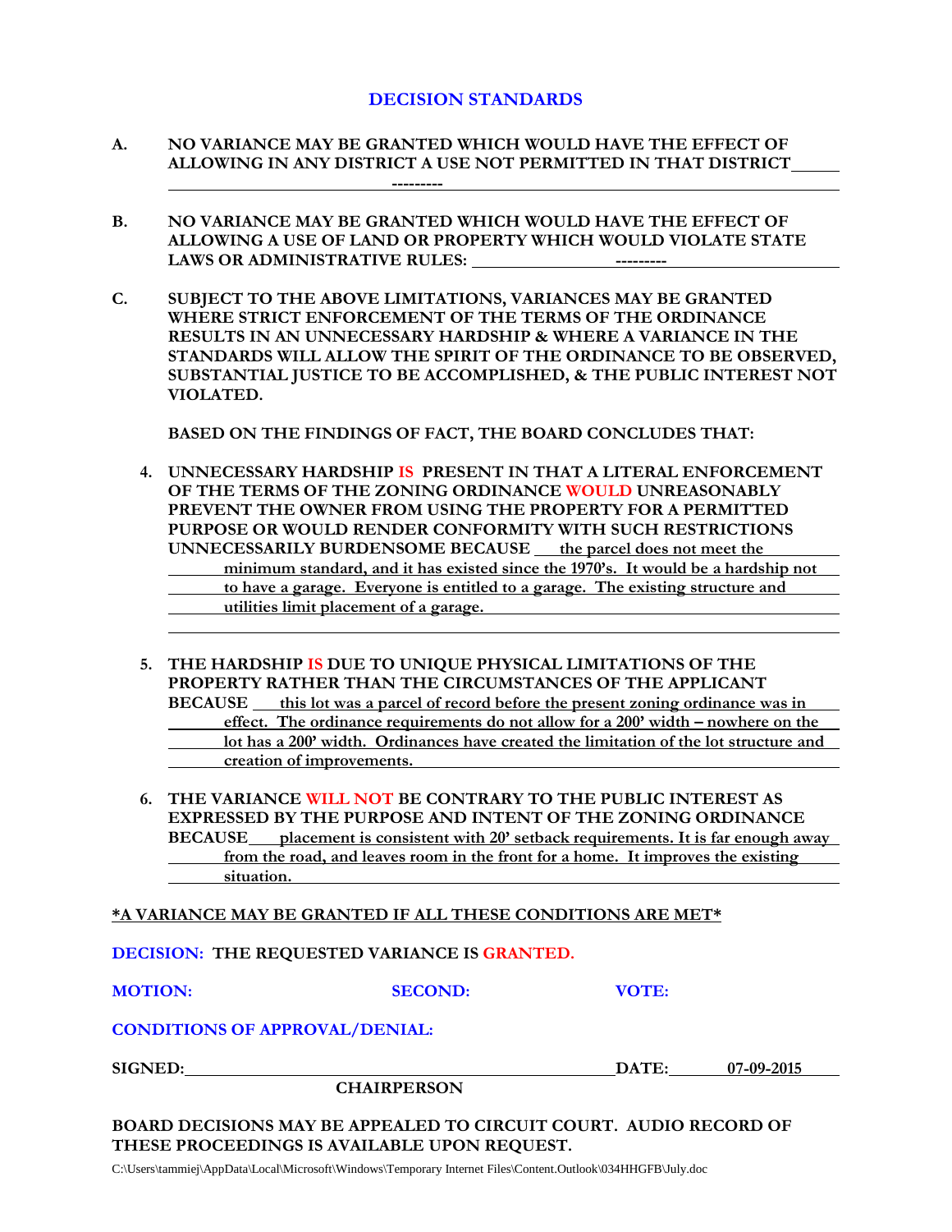## DECISION STANDARDS

**A.** **NO VARIANCE MAY BE GRANTED WHICH WOULD HAVE THE EFFECT OF ALLOWING IN ANY DISTRICT A USE NOT PERMITTED IN THAT DISTRICT** ---------

**B.** **NO VARIANCE MAY BE GRANTED WHICH WOULD HAVE THE EFFECT OF ALLOWING A USE OF LAND OR PROPERTY WHICH WOULD VIOLATE STATE LAWS OR ADMINISTRATIVE RULES:** ---------

**C.** **SUBJECT TO THE ABOVE LIMITATIONS, VARIANCES MAY BE GRANTED WHERE STRICT ENFORCEMENT OF THE TERMS OF THE ORDINANCE RESULTS IN AN UNNECESSARY HARDSHIP & WHERE A VARIANCE IN THE STANDARDS WILL ALLOW THE SPIRIT OF THE ORDINANCE TO BE OBSERVED, SUBSTANTIAL JUSTICE TO BE ACCOMPLISHED, & THE PUBLIC INTEREST NOT VIOLATED.**

**BASED ON THE FINDINGS OF FACT, THE BOARD CONCLUDES THAT:**

4. **UNNECESSARY HARDSHIP IS PRESENT IN THAT A LITERAL ENFORCEMENT OF THE TERMS OF THE ZONING ORDINANCE WOULD UNREASONABLY PREVENT THE OWNER FROM USING THE PROPERTY FOR A PERMITTED PURPOSE OR WOULD RENDER CONFORMITY WITH SUCH RESTRICTIONS UNNECESSARILY BURDENSOME BECAUSE** the parcel does not meet the minimum standard, and it has existed since the 1970's. It would be a hardship not to have a garage. Everyone is entitled to a garage. The existing structure and utilities limit placement of a garage.

5. **THE HARDSHIP IS DUE TO UNIQUE PHYSICAL LIMITATIONS OF THE PROPERTY RATHER THAN THE CIRCUMSTANCES OF THE APPLICANT BECAUSE** this lot was a parcel of record before the present zoning ordinance was in effect. The ordinance requirements do not allow for a 200' width – nowhere on the lot has a 200' width. Ordinances have created the limitation of the lot structure and creation of improvements.

6. **THE VARIANCE WILL NOT BE CONTRARY TO THE PUBLIC INTEREST AS EXPRESSED BY THE PURPOSE AND INTENT OF THE ZONING ORDINANCE BECAUSE** placement is consistent with 20' setback requirements. It is far enough away from the road, and leaves room in the front for a home. It improves the existing situation.

***A VARIANCE MAY BE GRANTED IF ALL THESE CONDITIONS ARE MET***

**DECISION: THE REQUESTED VARIANCE IS GRANTED.**

**MOTION:** **SECOND:** **VOTE:**

**CONDITIONS OF APPROVAL/DENIAL:**

**SIGNED:** ______________________ **DATE:** 07-09-2015

**CHAIRPERSON**

**BOARD DECISIONS MAY BE APPEALED TO CIRCUIT COURT. AUDIO RECORD OF THESE PROCEEDINGS IS AVAILABLE UPON REQUEST.**

C:\Users\tammiej\AppData\Local\Microsoft\Windows\Temporary Internet Files\Content.Outlook\034HHGFB\July.doc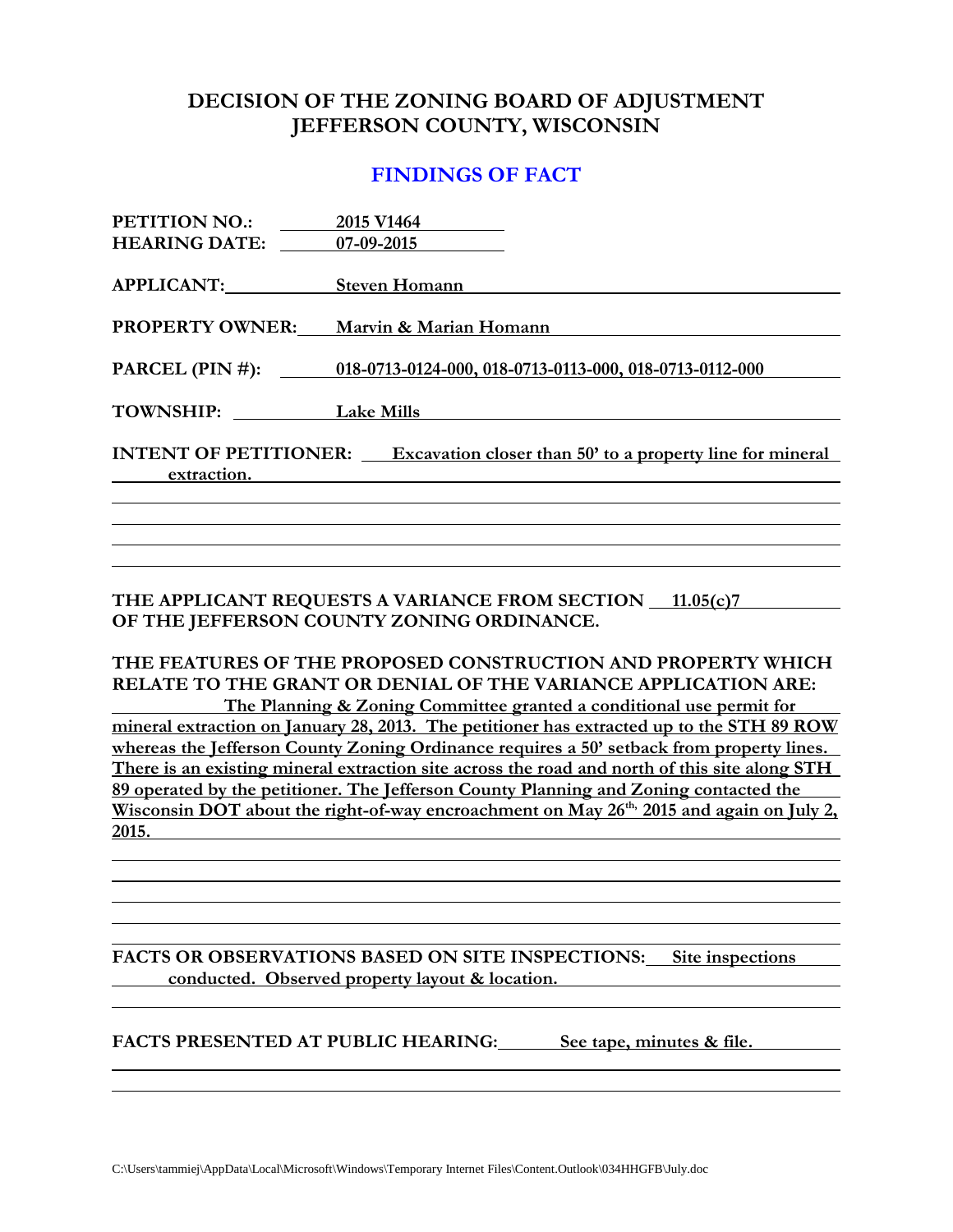# DECISION OF THE ZONING BOARD OF ADJUSTMENT
# JEFFERSON COUNTY, WISCONSIN

## FINDINGS OF FACT

**PETITION NO.:** 2015 V1464
**HEARING DATE:** 07-09-2015

**APPLICANT:** Steven Homann

**PROPERTY OWNER:** Marvin & Marian Homann

**PARCEL (PIN #):** 018-0713-0124-000, 018-0713-0113-000, 018-0713-0112-000

**TOWNSHIP:** Lake Mills

**INTENT OF PETITIONER:** Excavation closer than 50' to a property line for mineral extraction.

**THE APPLICANT REQUESTS A VARIANCE FROM SECTION** 11.05(c)7 **OF THE JEFFERSON COUNTY ZONING ORDINANCE.**

**THE FEATURES OF THE PROPOSED CONSTRUCTION AND PROPERTY WHICH RELATE TO THE GRANT OR DENIAL OF THE VARIANCE APPLICATION ARE:**

The Planning & Zoning Committee granted a conditional use permit for mineral extraction on January 28, 2013. The petitioner has extracted up to the STH 89 ROW whereas the Jefferson County Zoning Ordinance requires a 50' setback from property lines. There is an existing mineral extraction site across the road and north of this site along STH 89 operated by the petitioner. The Jefferson County Planning and Zoning contacted the Wisconsin DOT about the right-of-way encroachment on May 26th, 2015 and again on July 2, 2015.

**FACTS OR OBSERVATIONS BASED ON SITE INSPECTIONS:** Site inspections conducted. Observed property layout & location.

**FACTS PRESENTED AT PUBLIC HEARING:** See tape, minutes & file.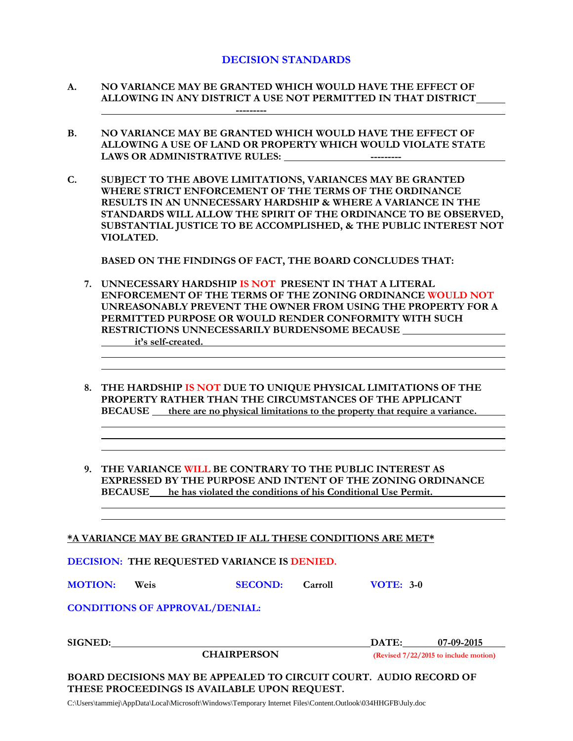## DECISION STANDARDS

**A. NO VARIANCE MAY BE GRANTED WHICH WOULD HAVE THE EFFECT OF ALLOWING IN ANY DISTRICT A USE NOT PERMITTED IN THAT DISTRICT** ---------

**B. NO VARIANCE MAY BE GRANTED WHICH WOULD HAVE THE EFFECT OF ALLOWING A USE OF LAND OR PROPERTY WHICH WOULD VIOLATE STATE LAWS OR ADMINISTRATIVE RULES:** ---------

**C. SUBJECT TO THE ABOVE LIMITATIONS, VARIANCES MAY BE GRANTED WHERE STRICT ENFORCEMENT OF THE TERMS OF THE ORDINANCE RESULTS IN AN UNNECESSARY HARDSHIP & WHERE A VARIANCE IN THE STANDARDS WILL ALLOW THE SPIRIT OF THE ORDINANCE TO BE OBSERVED, SUBSTANTIAL JUSTICE TO BE ACCOMPLISHED, & THE PUBLIC INTEREST NOT VIOLATED.**

**BASED ON THE FINDINGS OF FACT, THE BOARD CONCLUDES THAT:**

7. **UNNECESSARY HARDSHIP IS NOT PRESENT IN THAT A LITERAL ENFORCEMENT OF THE TERMS OF THE ZONING ORDINANCE WOULD NOT UNREASONABLY PREVENT THE OWNER FROM USING THE PROPERTY FOR A PERMITTED PURPOSE OR WOULD RENDER CONFORMITY WITH SUCH RESTRICTIONS UNNECESSARILY BURDENSOME BECAUSE** it's self-created.

8. **THE HARDSHIP IS NOT DUE TO UNIQUE PHYSICAL LIMITATIONS OF THE PROPERTY RATHER THAN THE CIRCUMSTANCES OF THE APPLICANT BECAUSE** there are no physical limitations to the property that require a variance.

9. **THE VARIANCE WILL BE CONTRARY TO THE PUBLIC INTEREST AS EXPRESSED BY THE PURPOSE AND INTENT OF THE ZONING ORDINANCE BECAUSE** he has violated the conditions of his Conditional Use Permit.

***A VARIANCE MAY BE GRANTED IF ALL THESE CONDITIONS ARE MET***

**DECISION: THE REQUESTED VARIANCE IS DENIED.**

**MOTION:** Weis **SECOND:** Carroll **VOTE:** 3-0

**CONDITIONS OF APPROVAL/DENIAL:**

**SIGNED:** ______________________ **DATE:** 07-09-2015

**CHAIRPERSON** (Revised 7/22/2015 to include motion)

**BOARD DECISIONS MAY BE APPEALED TO CIRCUIT COURT. AUDIO RECORD OF THESE PROCEEDINGS IS AVAILABLE UPON REQUEST.**

C:\Users\tammiej\AppData\Local\Microsoft\Windows\Temporary Internet Files\Content.Outlook\034HHGFB\July.doc